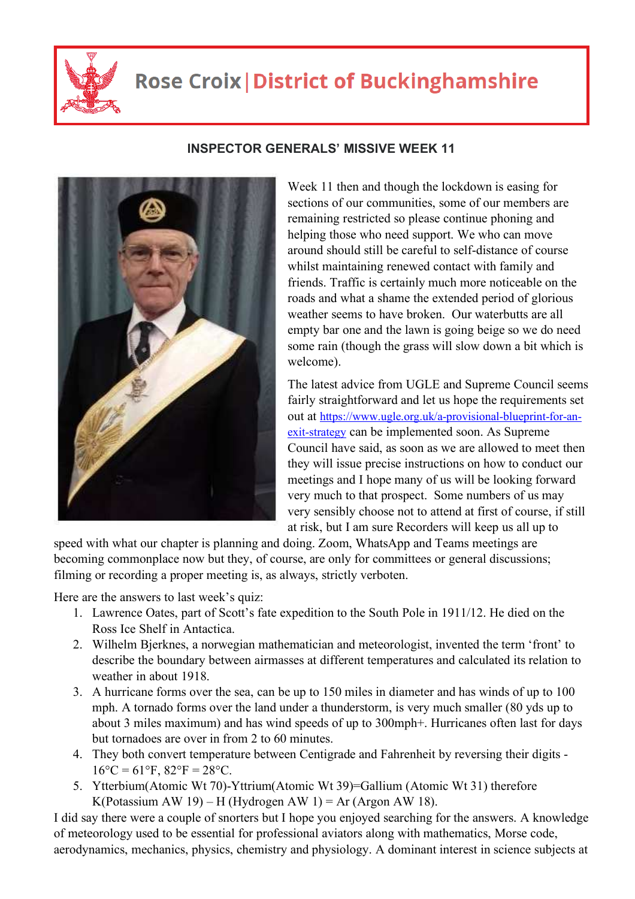# Rose Croix | District of Buckinghamshire

## INSPECTOR GENERALS' MISSIVE WEEK 11

Week 11 then and though the lockdown is easing for sections of our communities, some of our members are remaining restricted so please continue phoning and helping those who need support. We who can move around should still be careful to self-distance of course whilst maintaining renewed contact with family and friends. Traffic is certainly much more noticeable on the roads and what a shame the extended period of glorious weather seems to have broken. Our waterbutts are all empty bar one and the lawn is going beige so we do need some rain (though the grass will slow down a bit which is welcome).

The latest advice from UGLE and Supreme Council seems fairly straightforward and let us hope the requirements set out at [https://www.ugle.org.uk/a-provisional-blueprint-for-an-exit-strategy](https://www.ugle.org.uk/a-provisional-blueprint-for-an-exit-strategy) can be implemented soon. As Supreme Council have said, as soon as we are allowed to meet then they will issue precise instructions on how to conduct our meetings and I hope many of us will be looking forward very much to that prospect. Some numbers of us may very sensibly choose not to attend at first of course, if still at risk, but I am sure Recorders will keep us all up to speed with what our chapter is planning and doing. Zoom, WhatsApp and Teams meetings are becoming commonplace now but they, of course, are only for committees or general discussions; filming or recording a proper meeting is, as always, strictly verboten.

Here are the answers to last week's quiz:

1. Lawrence Oates, part of Scott's fate expedition to the South Pole in 1911/12. He died on the Ross Ice Shelf in Antactica.
2. Wilhelm Bjerknes, a norwegian mathematician and meteorologist, invented the term 'front' to describe the boundary between airmasses at different temperatures and calculated its relation to weather in about 1918.
3. A hurricane forms over the sea, can be up to 150 miles in diameter and has winds of up to 100 mph. A tornado forms over the land under a thunderstorm, is very much smaller (80 yds up to about 3 miles maximum) and has wind speeds of up to 300mph+. Hurricanes often last for days but tornadoes are over in from 2 to 60 minutes.
4. They both convert temperature between Centigrade and Fahrenheit by reversing their digits - 16°C = 61°F, 82°F = 28°C.
5. Ytterbium(Atomic Wt 70)-Yttrium(Atomic Wt 39)=Gallium (Atomic Wt 31) therefore K(Potassium AW 19) – H (Hydrogen AW 1) = Ar (Argon AW 18).

I did say there were a couple of snorters but I hope you enjoyed searching for the answers. A knowledge of meteorology used to be essential for professional aviators along with mathematics, Morse code, aerodynamics, mechanics, physics, chemistry and physiology. A dominant interest in science subjects at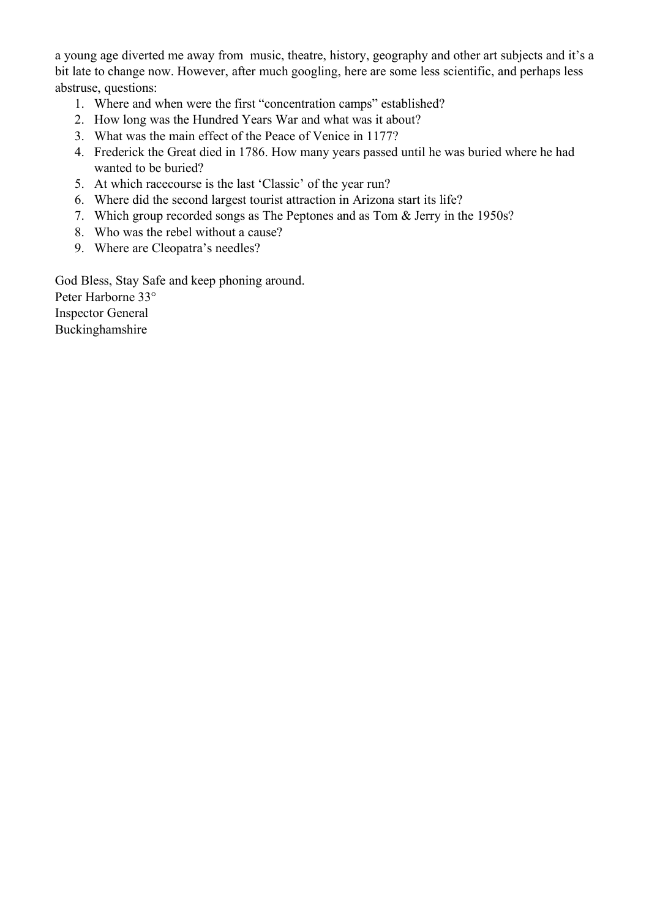a young age diverted me away from  music, theatre, history, geography and other art subjects and it's a bit late to change now. However, after much googling, here are some less scientific, and perhaps less abstruse, questions:

1. Where and when were the first "concentration camps" established?
2. How long was the Hundred Years War and what was it about?
3. What was the main effect of the Peace of Venice in 1177?
4. Frederick the Great died in 1786. How many years passed until he was buried where he had wanted to be buried?
5. At which racecourse is the last 'Classic' of the year run?
6. Where did the second largest tourist attraction in Arizona start its life?
7. Which group recorded songs as The Peptones and as Tom & Jerry in the 1950s?
8. Who was the rebel without a cause?
9. Where are Cleopatra's needles?

God Bless, Stay Safe and keep phoning around.
Peter Harborne 33°
Inspector General
Buckinghamshire